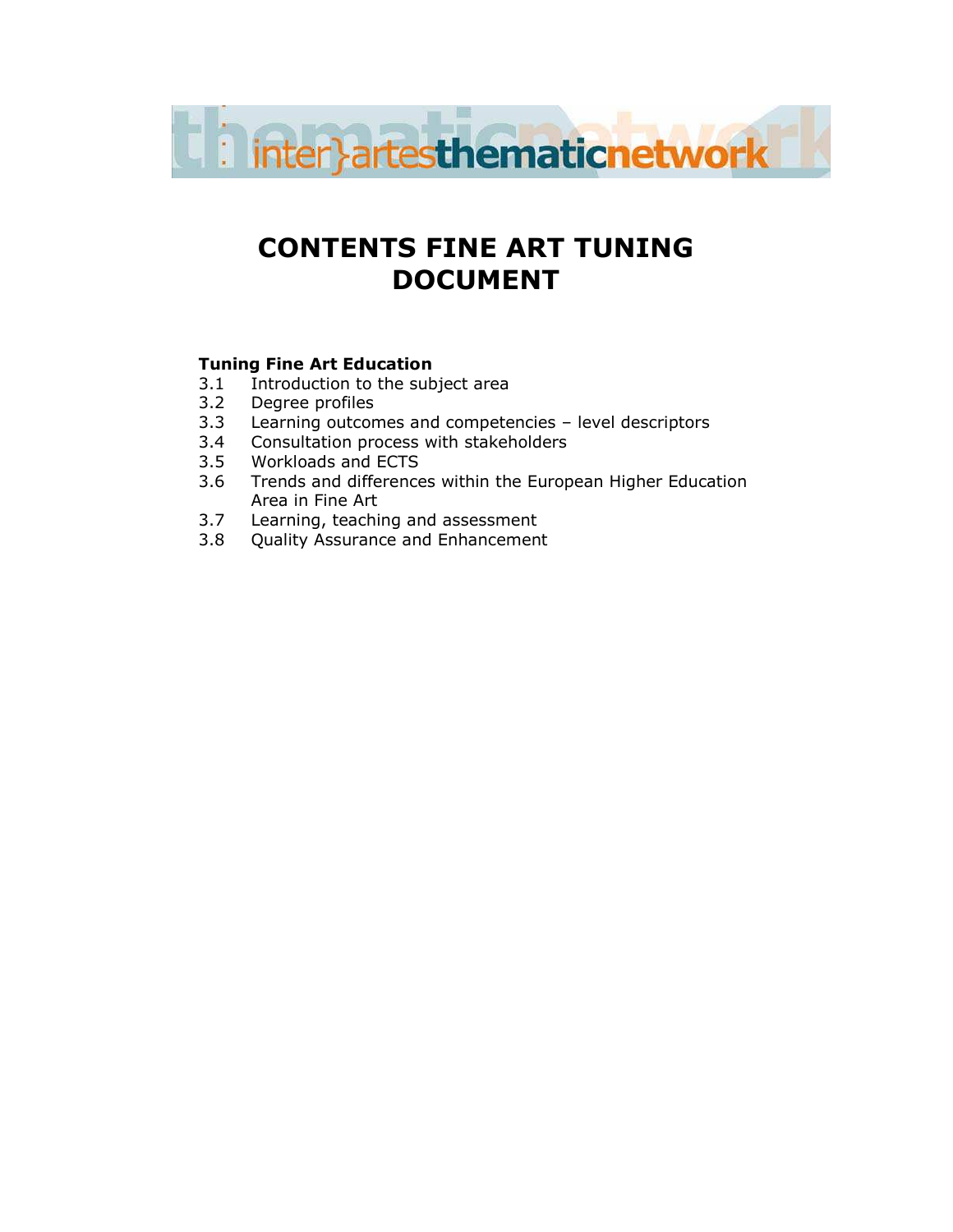# CONTENTS FINE ART TUNING DOCUMENT

**Tuning Fine Art Education**

3.1 Introduction to the subject area
3.2 Degree profiles
3.3 Learning outcomes and competencies – level descriptors
3.4 Consultation process with stakeholders
3.5 Workloads and ECTS
3.6 Trends and differences within the European Higher Education Area in Fine Art
3.7 Learning, teaching and assessment
3.8 Quality Assurance and Enhancement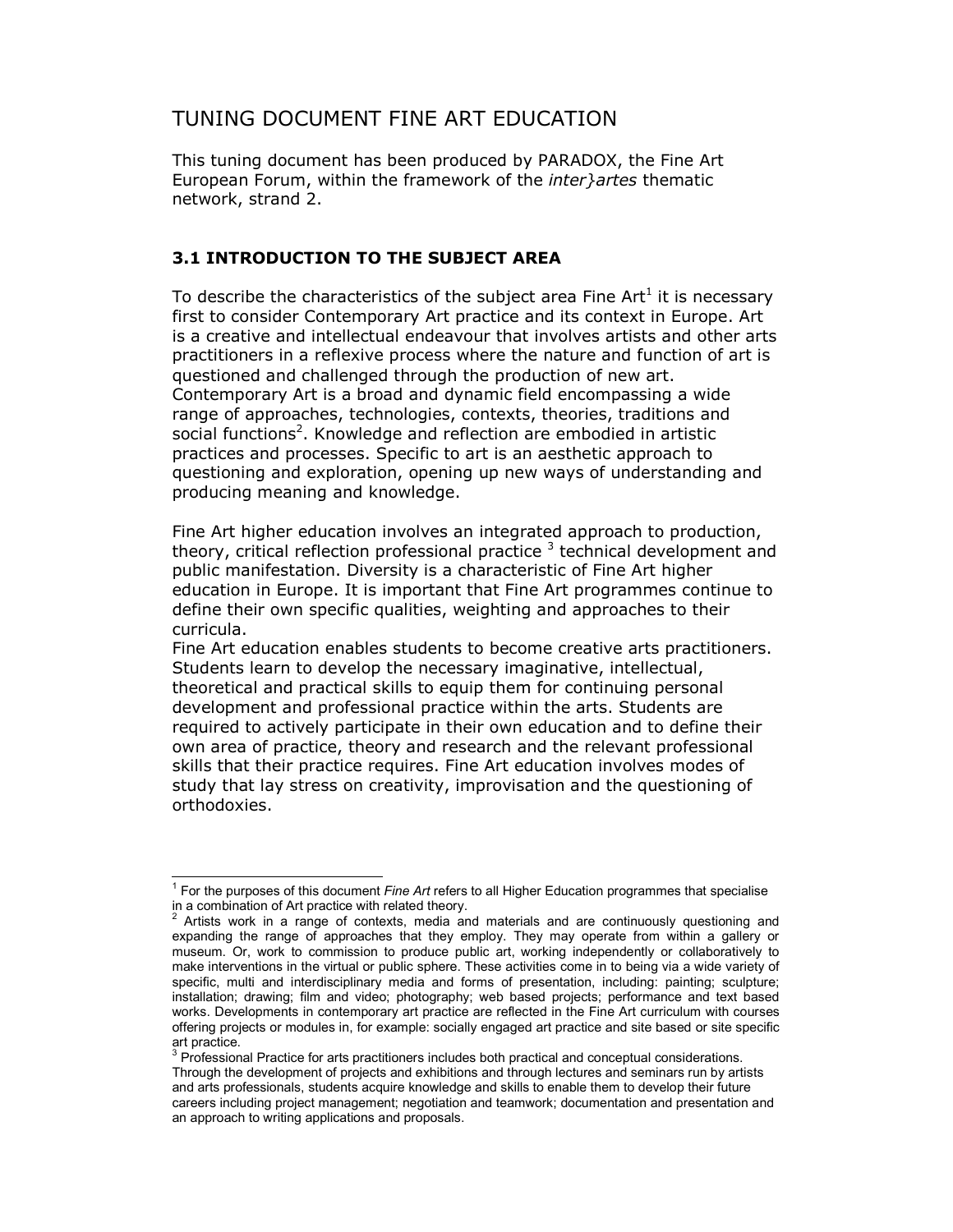# TUNING DOCUMENT FINE ART EDUCATION

This tuning document has been produced by PARADOX, the Fine Art European Forum, within the framework of the *inter}artes* thematic network, strand 2.

### 3.1 INTRODUCTION TO THE SUBJECT AREA

To describe the characteristics of the subject area Fine Art[1] it is necessary first to consider Contemporary Art practice and its context in Europe. Art is a creative and intellectual endeavour that involves artists and other arts practitioners in a reflexive process where the nature and function of art is questioned and challenged through the production of new art. Contemporary Art is a broad and dynamic field encompassing a wide range of approaches, technologies, contexts, theories, traditions and social functions[2]. Knowledge and reflection are embodied in artistic practices and processes. Specific to art is an aesthetic approach to questioning and exploration, opening up new ways of understanding and producing meaning and knowledge.

Fine Art higher education involves an integrated approach to production, theory, critical reflection professional practice [3] technical development and public manifestation. Diversity is a characteristic of Fine Art higher education in Europe. It is important that Fine Art programmes continue to define their own specific qualities, weighting and approaches to their curricula.

Fine Art education enables students to become creative arts practitioners. Students learn to develop the necessary imaginative, intellectual, theoretical and practical skills to equip them for continuing personal development and professional practice within the arts. Students are required to actively participate in their own education and to define their own area of practice, theory and research and the relevant professional skills that their practice requires. Fine Art education involves modes of study that lay stress on creativity, improvisation and the questioning of orthodoxies.

---

[1] For the purposes of this document *Fine Art* refers to all Higher Education programmes that specialise in a combination of Art practice with related theory.

[2] Artists work in a range of contexts, media and materials and are continuously questioning and expanding the range of approaches that they employ. They may operate from within a gallery or museum. Or, work to commission to produce public art, working independently or collaboratively to make interventions in the virtual or public sphere. These activities come in to being via a wide variety of specific, multi and interdisciplinary media and forms of presentation, including: painting; sculpture; installation; drawing; film and video; photography; web based projects; performance and text based works. Developments in contemporary art practice are reflected in the Fine Art curriculum with courses offering projects or modules in, for example: socially engaged art practice and site based or site specific art practice.

[3] Professional Practice for arts practitioners includes both practical and conceptual considerations. Through the development of projects and exhibitions and through lectures and seminars run by artists and arts professionals, students acquire knowledge and skills to enable them to develop their future careers including project management; negotiation and teamwork; documentation and presentation and an approach to writing applications and proposals.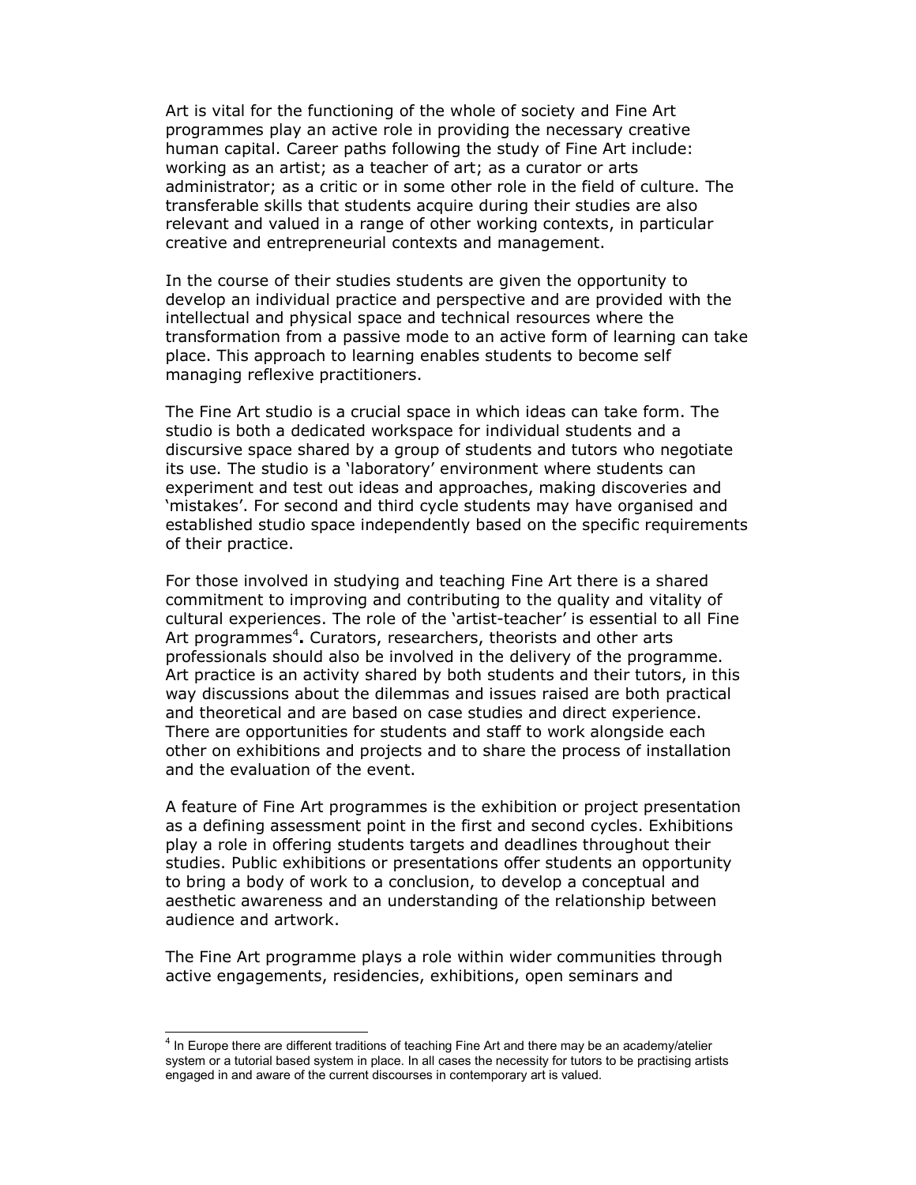Art is vital for the functioning of the whole of society and Fine Art programmes play an active role in providing the necessary creative human capital. Career paths following the study of Fine Art include: working as an artist; as a teacher of art; as a curator or arts administrator; as a critic or in some other role in the field of culture. The transferable skills that students acquire during their studies are also relevant and valued in a range of other working contexts, in particular creative and entrepreneurial contexts and management.

In the course of their studies students are given the opportunity to develop an individual practice and perspective and are provided with the intellectual and physical space and technical resources where the transformation from a passive mode to an active form of learning can take place. This approach to learning enables students to become self managing reflexive practitioners.

The Fine Art studio is a crucial space in which ideas can take form. The studio is both a dedicated workspace for individual students and a discursive space shared by a group of students and tutors who negotiate its use. The studio is a 'laboratory' environment where students can experiment and test out ideas and approaches, making discoveries and 'mistakes'. For second and third cycle students may have organised and established studio space independently based on the specific requirements of their practice.

For those involved in studying and teaching Fine Art there is a shared commitment to improving and contributing to the quality and vitality of cultural experiences. The role of the 'artist-teacher' is essential to all Fine Art programmes[4]**.** Curators, researchers, theorists and other arts professionals should also be involved in the delivery of the programme. Art practice is an activity shared by both students and their tutors, in this way discussions about the dilemmas and issues raised are both practical and theoretical and are based on case studies and direct experience. There are opportunities for students and staff to work alongside each other on exhibitions and projects and to share the process of installation and the evaluation of the event.

A feature of Fine Art programmes is the exhibition or project presentation as a defining assessment point in the first and second cycles. Exhibitions play a role in offering students targets and deadlines throughout their studies. Public exhibitions or presentations offer students an opportunity to bring a body of work to a conclusion, to develop a conceptual and aesthetic awareness and an understanding of the relationship between audience and artwork.

The Fine Art programme plays a role within wider communities through active engagements, residencies, exhibitions, open seminars and

---

[4] In Europe there are different traditions of teaching Fine Art and there may be an academy/atelier system or a tutorial based system in place. In all cases the necessity for tutors to be practising artists engaged in and aware of the current discourses in contemporary art is valued.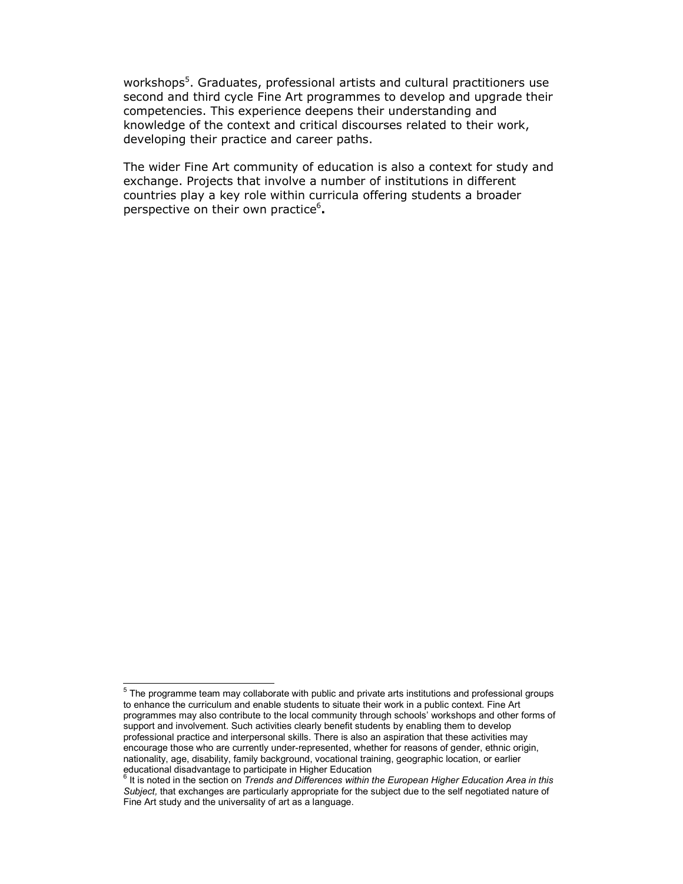workshops[5]. Graduates, professional artists and cultural practitioners use second and third cycle Fine Art programmes to develop and upgrade their competencies. This experience deepens their understanding and knowledge of the context and critical discourses related to their work, developing their practice and career paths.

The wider Fine Art community of education is also a context for study and exchange. Projects that involve a number of institutions in different countries play a key role within curricula offering students a broader perspective on their own practice[6]**.**

---

[5] The programme team may collaborate with public and private arts institutions and professional groups to enhance the curriculum and enable students to situate their work in a public context. Fine Art programmes may also contribute to the local community through schools' workshops and other forms of support and involvement. Such activities clearly benefit students by enabling them to develop professional practice and interpersonal skills. There is also an aspiration that these activities may encourage those who are currently under-represented, whether for reasons of gender, ethnic origin, nationality, age, disability, family background, vocational training, geographic location, or earlier educational disadvantage to participate in Higher Education

[6] It is noted in the section on *Trends and Differences within the European Higher Education Area in this Subject,* that exchanges are particularly appropriate for the subject due to the self negotiated nature of Fine Art study and the universality of art as a language.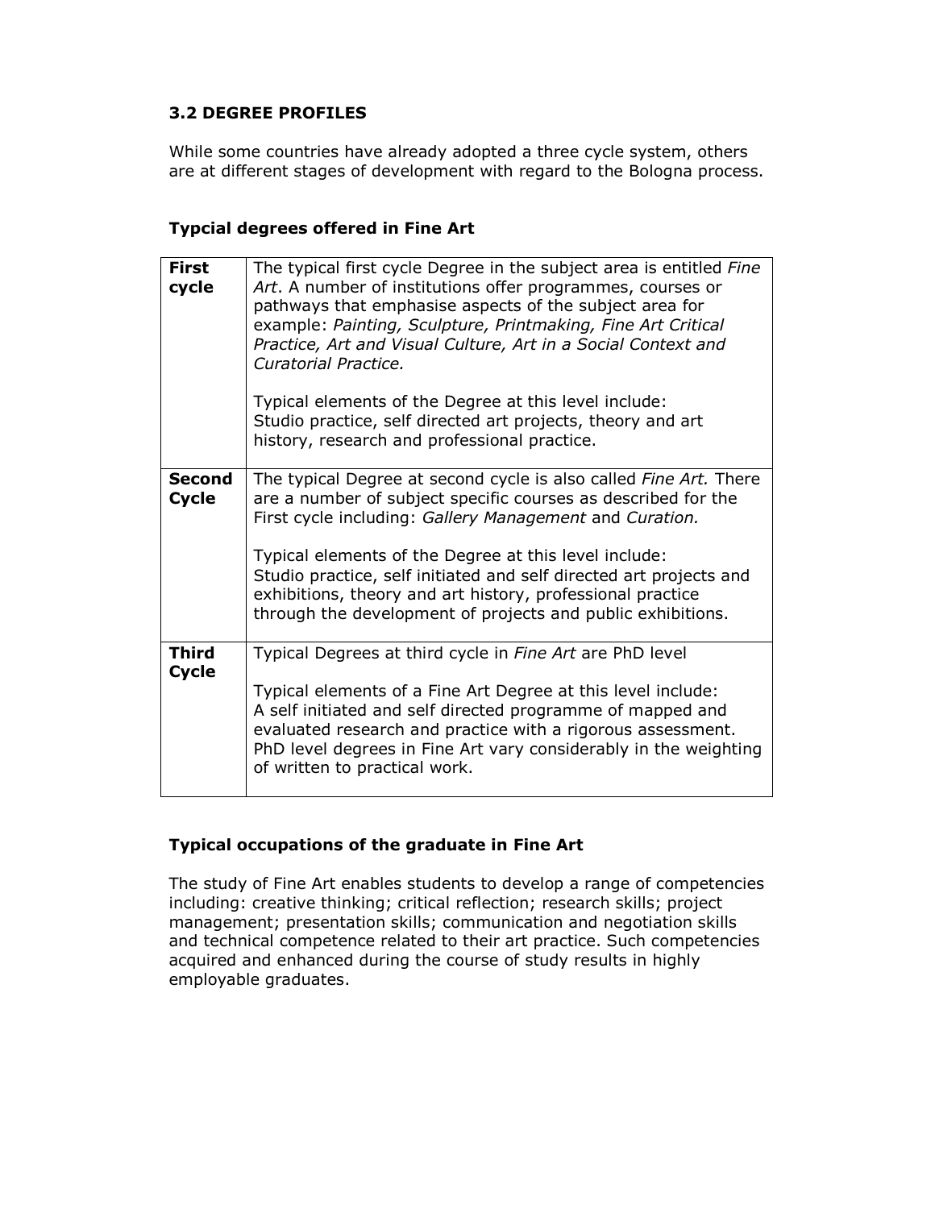### 3.2 DEGREE PROFILES

While some countries have already adopted a three cycle system, others are at different stages of development with regard to the Bologna process.

#### Typcial degrees offered in Fine Art

| | |
|---|---|
| **First cycle** | The typical first cycle Degree in the subject area is entitled *Fine Art*. A number of institutions offer programmes, courses or pathways that emphasise aspects of the subject area for example: *Painting, Sculpture, Printmaking, Fine Art Critical Practice, Art and Visual Culture, Art in a Social Context and Curatorial Practice.*<br><br>Typical elements of the Degree at this level include:<br>Studio practice, self directed art projects, theory and art history, research and professional practice. |
| **Second Cycle** | The typical Degree at second cycle is also called *Fine Art.* There are a number of subject specific courses as described for the First cycle including: *Gallery Management* and *Curation.*<br><br>Typical elements of the Degree at this level include:<br>Studio practice, self initiated and self directed art projects and exhibitions, theory and art history, professional practice through the development of projects and public exhibitions. |
| **Third Cycle** | Typical Degrees at third cycle in *Fine Art* are PhD level<br><br>Typical elements of a Fine Art Degree at this level include:<br>A self initiated and self directed programme of mapped and evaluated research and practice with a rigorous assessment. PhD level degrees in Fine Art vary considerably in the weighting of written to practical work. |

#### Typical occupations of the graduate in Fine Art

The study of Fine Art enables students to develop a range of competencies including: creative thinking; critical reflection; research skills; project management; presentation skills; communication and negotiation skills and technical competence related to their art practice. Such competencies acquired and enhanced during the course of study results in highly employable graduates.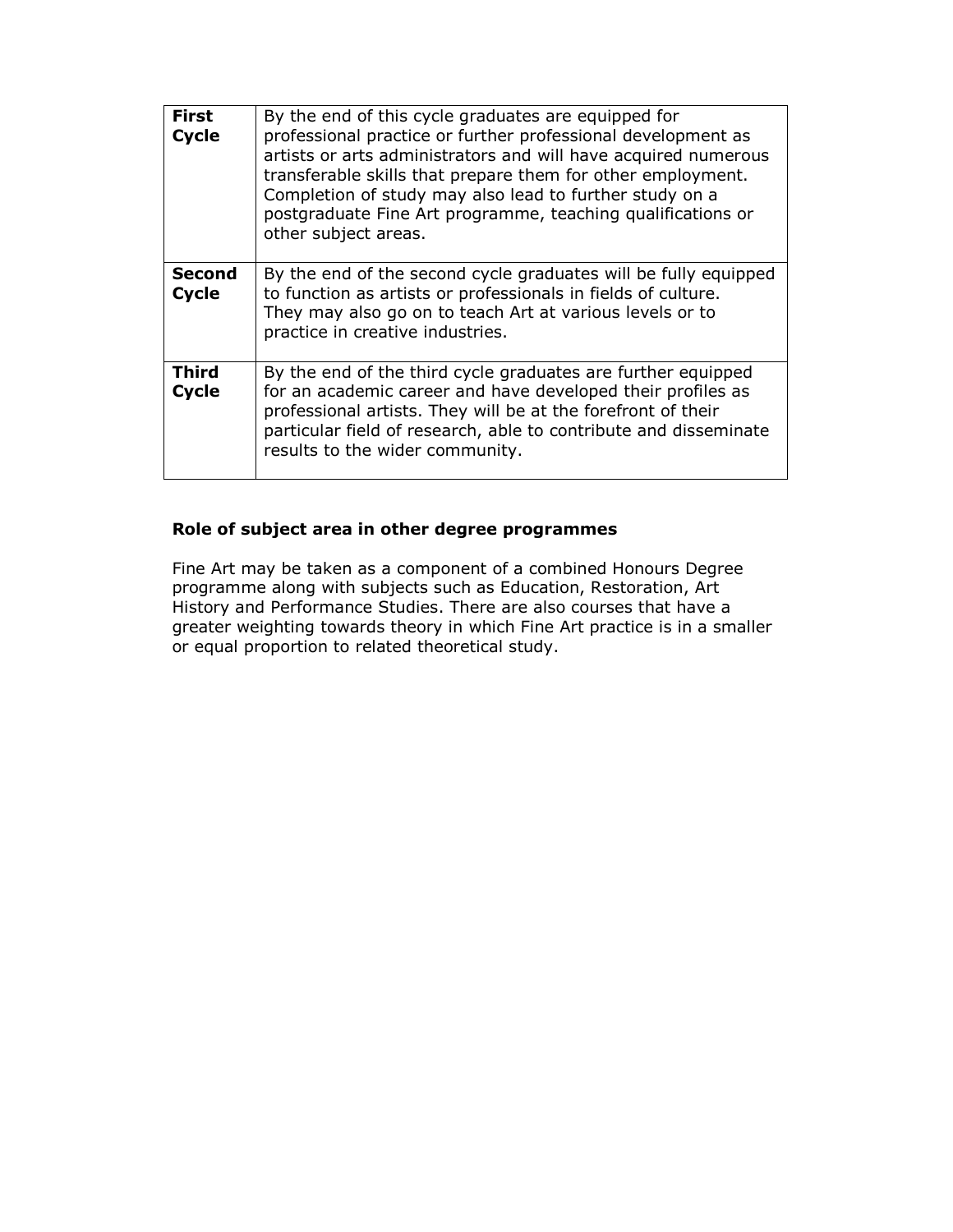| | |
|---|---|
| **First Cycle** | By the end of this cycle graduates are equipped for professional practice or further professional development as artists or arts administrators and will have acquired numerous transferable skills that prepare them for other employment. Completion of study may also lead to further study on a postgraduate Fine Art programme, teaching qualifications or other subject areas. |
| **Second Cycle** | By the end of the second cycle graduates will be fully equipped to function as artists or professionals in fields of culture. They may also go on to teach Art at various levels or to practice in creative industries. |
| **Third Cycle** | By the end of the third cycle graduates are further equipped for an academic career and have developed their profiles as professional artists. They will be at the forefront of their particular field of research, able to contribute and disseminate results to the wider community. |

### Role of subject area in other degree programmes

Fine Art may be taken as a component of a combined Honours Degree programme along with subjects such as Education, Restoration, Art History and Performance Studies. There are also courses that have a greater weighting towards theory in which Fine Art practice is in a smaller or equal proportion to related theoretical study.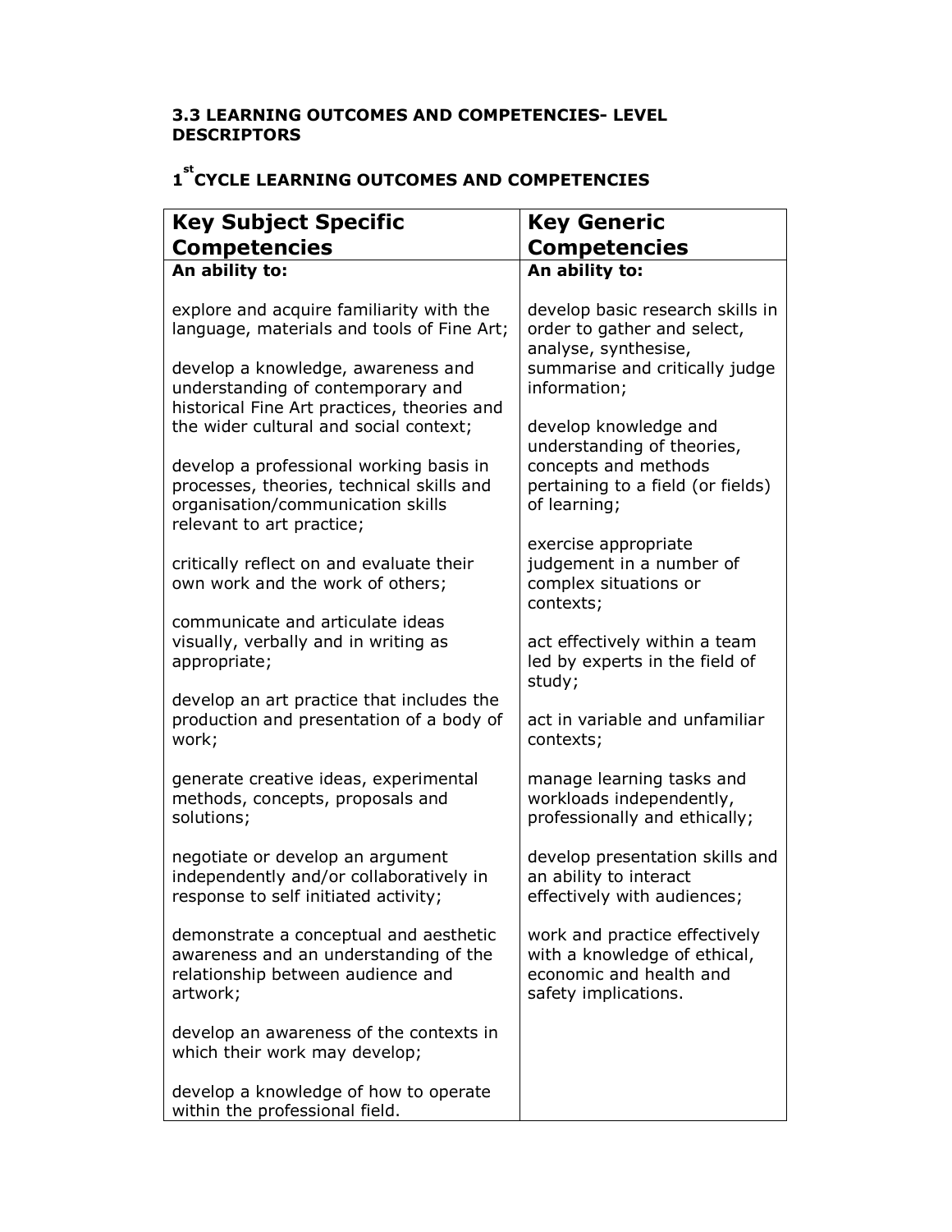### 3.3 LEARNING OUTCOMES AND COMPETENCIES- LEVEL DESCRIPTORS

### 1st CYCLE LEARNING OUTCOMES AND COMPETENCIES

| Key Subject Specific Competencies | Key Generic Competencies |
| --- | --- |
| **An ability to:** | **An ability to:** |
| explore and acquire familiarity with the language, materials and tools of Fine Art; | develop basic research skills in order to gather and select, analyse, synthesise, summarise and critically judge information; |
| develop a knowledge, awareness and understanding of contemporary and historical Fine Art practices, theories and the wider cultural and social context; | develop knowledge and understanding of theories, concepts and methods pertaining to a field (or fields) of learning; |
| develop a professional working basis in processes, theories, technical skills and organisation/communication skills relevant to art practice; | exercise appropriate judgement in a number of complex situations or contexts; |
| critically reflect on and evaluate their own work and the work of others; | act effectively within a team led by experts in the field of study; |
| communicate and articulate ideas visually, verbally and in writing as appropriate; | act in variable and unfamiliar contexts; |
| develop an art practice that includes the production and presentation of a body of work; | manage learning tasks and workloads independently, professionally and ethically; |
| generate creative ideas, experimental methods, concepts, proposals and solutions; | develop presentation skills and an ability to interact effectively with audiences; |
| negotiate or develop an argument independently and/or collaboratively in response to self initiated activity; | work and practice effectively with a knowledge of ethical, economic and health and safety implications. |
| demonstrate a conceptual and aesthetic awareness and an understanding of the relationship between audience and artwork; | |
| develop an awareness of the contexts in which their work may develop; | |
| develop a knowledge of how to operate within the professional field. | |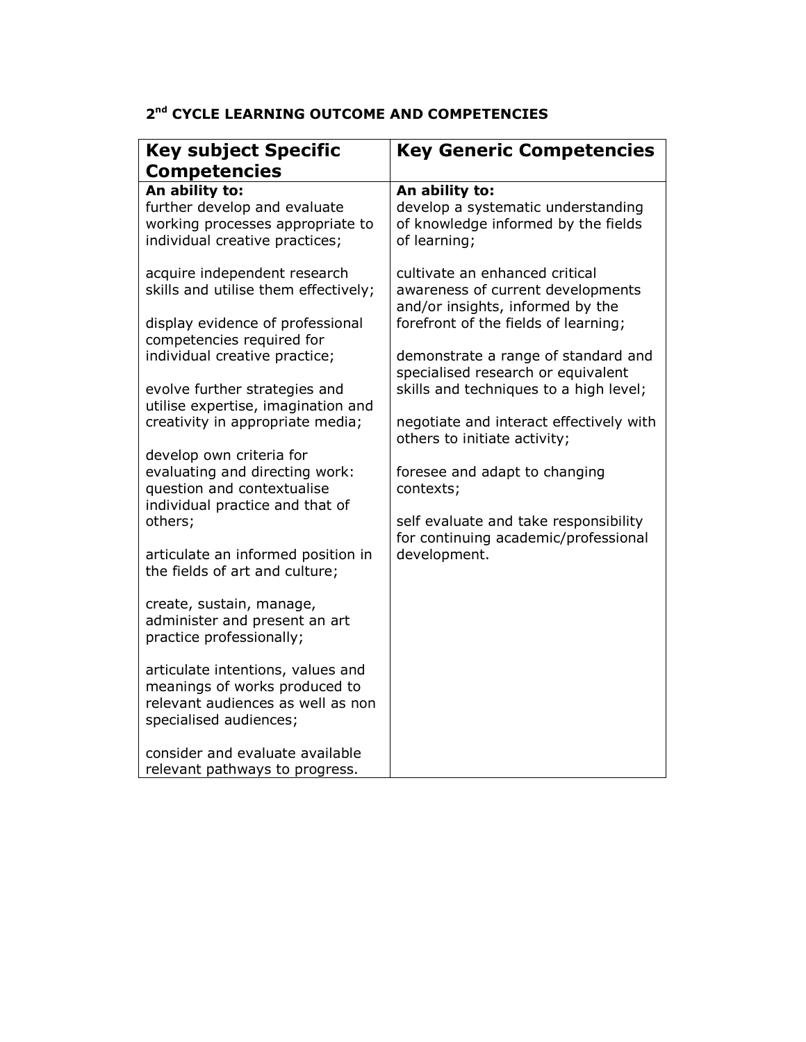## 2nd CYCLE LEARNING OUTCOME AND COMPETENCIES

| Key subject Specific Competencies | Key Generic Competencies |
|---|---|
| **An ability to:**<br>further develop and evaluate working processes appropriate to individual creative practices;<br><br>acquire independent research skills and utilise them effectively;<br><br>display evidence of professional competencies required for individual creative practice;<br><br>evolve further strategies and utilise expertise, imagination and creativity in appropriate media;<br><br>develop own criteria for evaluating and directing work: question and contextualise individual practice and that of others;<br><br>articulate an informed position in the fields of art and culture;<br><br>create, sustain, manage, administer and present an art practice professionally;<br><br>articulate intentions, values and meanings of works produced to relevant audiences as well as non specialised audiences;<br><br>consider and evaluate available relevant pathways to progress. | **An ability to:**<br>develop a systematic understanding of knowledge informed by the fields of learning;<br><br>cultivate an enhanced critical awareness of current developments and/or insights, informed by the forefront of the fields of learning;<br><br>demonstrate a range of standard and specialised research or equivalent skills and techniques to a high level;<br><br>negotiate and interact effectively with others to initiate activity;<br><br>foresee and adapt to changing contexts;<br><br>self evaluate and take responsibility for continuing academic/professional development. |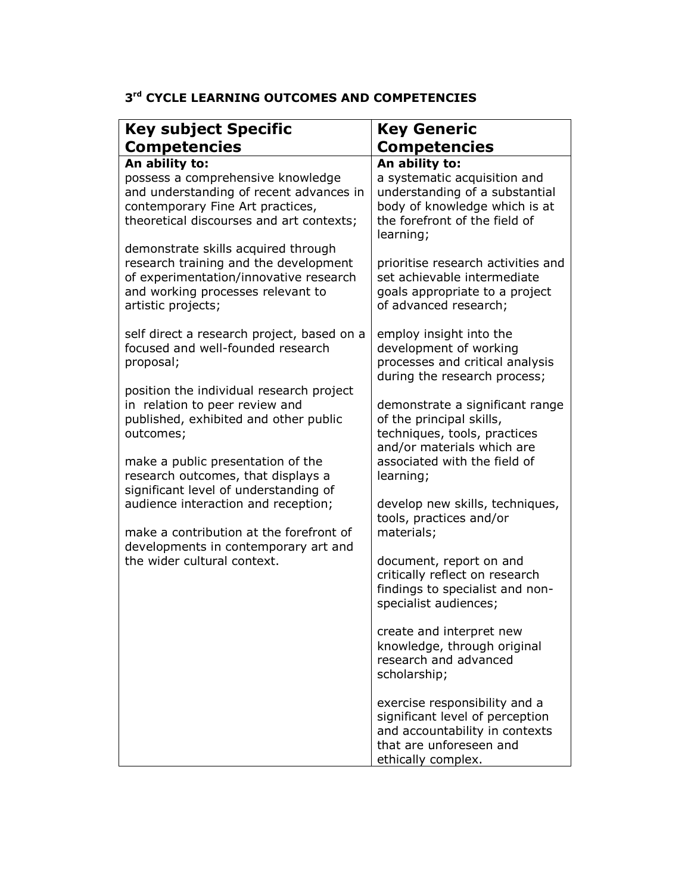### 3rd CYCLE LEARNING OUTCOMES AND COMPETENCIES

| **Key subject Specific Competencies** | **Key Generic Competencies** |
|---|---|
| **An ability to:** | **An ability to:** |
| possess a comprehensive knowledge and understanding of recent advances in contemporary Fine Art practices, theoretical discourses and art contexts; | a systematic acquisition and understanding of a substantial body of knowledge which is at the forefront of the field of learning; |
| demonstrate skills acquired through research training and the development of experimentation/innovative research and working processes relevant to artistic projects; | prioritise research activities and set achievable intermediate goals appropriate to a project of advanced research; |
| self direct a research project, based on a focused and well-founded research proposal; | employ insight into the development of working processes and critical analysis during the research process; |
| position the individual research project in relation to peer review and published, exhibited and other public outcomes; | demonstrate a significant range of the principal skills, techniques, tools, practices and/or materials which are associated with the field of learning; |
| make a public presentation of the research outcomes, that displays a significant level of understanding of audience interaction and reception; | develop new skills, techniques, tools, practices and/or materials; |
| make a contribution at the forefront of developments in contemporary art and the wider cultural context. | document, report on and critically reflect on research findings to specialist and non-specialist audiences; |
| | create and interpret new knowledge, through original research and advanced scholarship; |
| | exercise responsibility and a significant level of perception and accountability in contexts that are unforeseen and ethically complex. |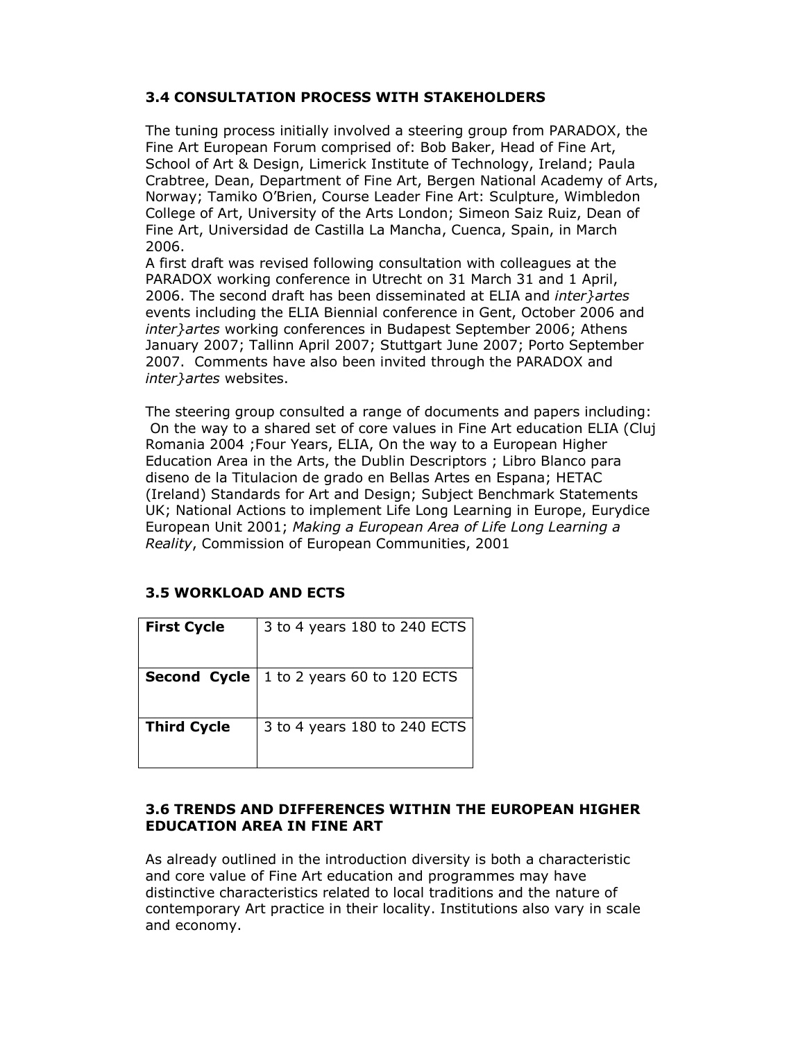### 3.4 CONSULTATION PROCESS WITH STAKEHOLDERS

The tuning process initially involved a steering group from PARADOX, the Fine Art European Forum comprised of: Bob Baker, Head of Fine Art, School of Art & Design, Limerick Institute of Technology, Ireland; Paula Crabtree, Dean, Department of Fine Art, Bergen National Academy of Arts, Norway; Tamiko O'Brien, Course Leader Fine Art: Sculpture, Wimbledon College of Art, University of the Arts London; Simeon Saiz Ruiz, Dean of Fine Art, Universidad de Castilla La Mancha, Cuenca, Spain, in March 2006.
A first draft was revised following consultation with colleagues at the PARADOX working conference in Utrecht on 31 March 31 and 1 April, 2006. The second draft has been disseminated at ELIA and *inter}artes* events including the ELIA Biennial conference in Gent, October 2006 and *inter}artes* working conferences in Budapest September 2006; Athens January 2007; Tallinn April 2007; Stuttgart June 2007; Porto September 2007. Comments have also been invited through the PARADOX and *inter}artes* websites.

The steering group consulted a range of documents and papers including: On the way to a shared set of core values in Fine Art education ELIA (Cluj Romania 2004 ;Four Years, ELIA, On the way to a European Higher Education Area in the Arts, the Dublin Descriptors ; Libro Blanco para diseno de la Titulacion de grado en Bellas Artes en Espana; HETAC (Ireland) Standards for Art and Design; Subject Benchmark Statements UK; National Actions to implement Life Long Learning in Europe, Eurydice European Unit 2001; *Making a European Area of Life Long Learning a Reality*, Commission of European Communities, 2001

### 3.5 WORKLOAD AND ECTS

| | |
|---|---|
| **First Cycle** | 3 to 4 years 180 to 240 ECTS |
| **Second Cycle** | 1 to 2 years 60 to 120 ECTS |
| **Third Cycle** | 3 to 4 years 180 to 240 ECTS |

### 3.6 TRENDS AND DIFFERENCES WITHIN THE EUROPEAN HIGHER EDUCATION AREA IN FINE ART

As already outlined in the introduction diversity is both a characteristic and core value of Fine Art education and programmes may have distinctive characteristics related to local traditions and the nature of contemporary Art practice in their locality. Institutions also vary in scale and economy.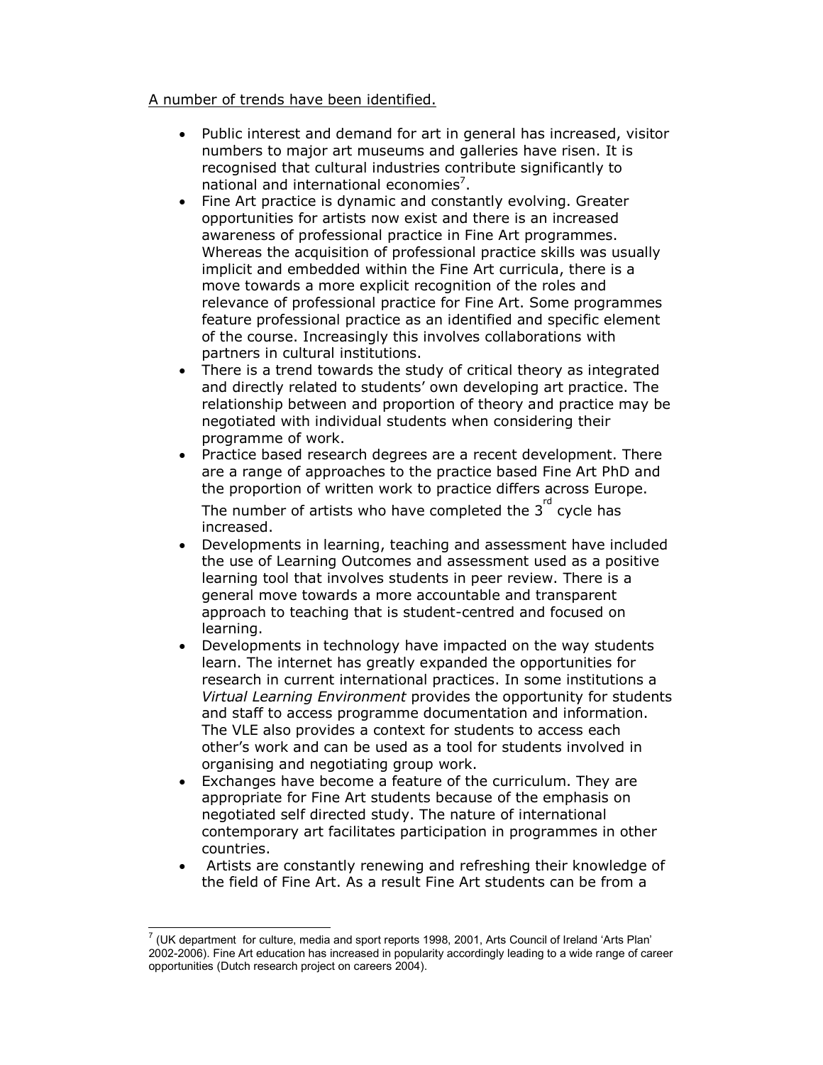A number of trends have been identified.

- Public interest and demand for art in general has increased, visitor numbers to major art museums and galleries have risen. It is recognised that cultural industries contribute significantly to national and international economies[7].
- Fine Art practice is dynamic and constantly evolving. Greater opportunities for artists now exist and there is an increased awareness of professional practice in Fine Art programmes. Whereas the acquisition of professional practice skills was usually implicit and embedded within the Fine Art curricula, there is a move towards a more explicit recognition of the roles and relevance of professional practice for Fine Art. Some programmes feature professional practice as an identified and specific element of the course. Increasingly this involves collaborations with partners in cultural institutions.
- There is a trend towards the study of critical theory as integrated and directly related to students' own developing art practice. The relationship between and proportion of theory and practice may be negotiated with individual students when considering their programme of work.
- Practice based research degrees are a recent development. There are a range of approaches to the practice based Fine Art PhD and the proportion of written work to practice differs across Europe. The number of artists who have completed the 3rd cycle has increased.
- Developments in learning, teaching and assessment have included the use of Learning Outcomes and assessment used as a positive learning tool that involves students in peer review. There is a general move towards a more accountable and transparent approach to teaching that is student-centred and focused on learning.
- Developments in technology have impacted on the way students learn. The internet has greatly expanded the opportunities for research in current international practices. In some institutions a *Virtual Learning Environment* provides the opportunity for students and staff to access programme documentation and information. The VLE also provides a context for students to access each other's work and can be used as a tool for students involved in organising and negotiating group work.
- Exchanges have become a feature of the curriculum. They are appropriate for Fine Art students because of the emphasis on negotiated self directed study. The nature of international contemporary art facilitates participation in programmes in other countries.
- Artists are constantly renewing and refreshing their knowledge of the field of Fine Art. As a result Fine Art students can be from a

---

[7] (UK department for culture, media and sport reports 1998, 2001, Arts Council of Ireland 'Arts Plan' 2002-2006). Fine Art education has increased in popularity accordingly leading to a wide range of career opportunities (Dutch research project on careers 2004).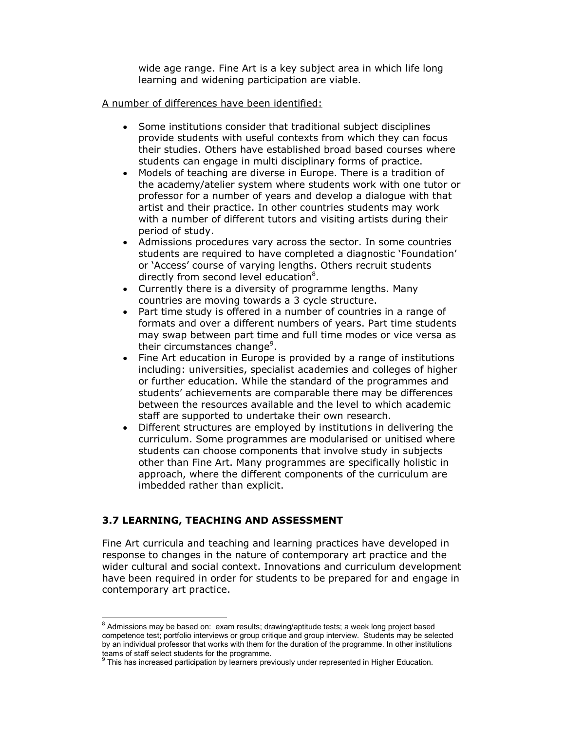wide age range. Fine Art is a key subject area in which life long learning and widening participation are viable.

A number of differences have been identified:

- Some institutions consider that traditional subject disciplines provide students with useful contexts from which they can focus their studies. Others have established broad based courses where students can engage in multi disciplinary forms of practice.
- Models of teaching are diverse in Europe. There is a tradition of the academy/atelier system where students work with one tutor or professor for a number of years and develop a dialogue with that artist and their practice. In other countries students may work with a number of different tutors and visiting artists during their period of study.
- Admissions procedures vary across the sector. In some countries students are required to have completed a diagnostic 'Foundation' or 'Access' course of varying lengths. Others recruit students directly from second level education[8].
- Currently there is a diversity of programme lengths. Many countries are moving towards a 3 cycle structure.
- Part time study is offered in a number of countries in a range of formats and over a different numbers of years. Part time students may swap between part time and full time modes or vice versa as their circumstances change[9].
- Fine Art education in Europe is provided by a range of institutions including: universities, specialist academies and colleges of higher or further education. While the standard of the programmes and students' achievements are comparable there may be differences between the resources available and the level to which academic staff are supported to undertake their own research.
- Different structures are employed by institutions in delivering the curriculum. Some programmes are modularised or unitised where students can choose components that involve study in subjects other than Fine Art. Many programmes are specifically holistic in approach, where the different components of the curriculum are imbedded rather than explicit.

## 3.7 LEARNING, TEACHING AND ASSESSMENT

Fine Art curricula and teaching and learning practices have developed in response to changes in the nature of contemporary art practice and the wider cultural and social context. Innovations and curriculum development have been required in order for students to be prepared for and engage in contemporary art practice.

---

[8] Admissions may be based on: exam results; drawing/aptitude tests; a week long project based competence test; portfolio interviews or group critique and group interview. Students may be selected by an individual professor that works with them for the duration of the programme. In other institutions teams of staff select students for the programme.

[9] This has increased participation by learners previously under represented in Higher Education.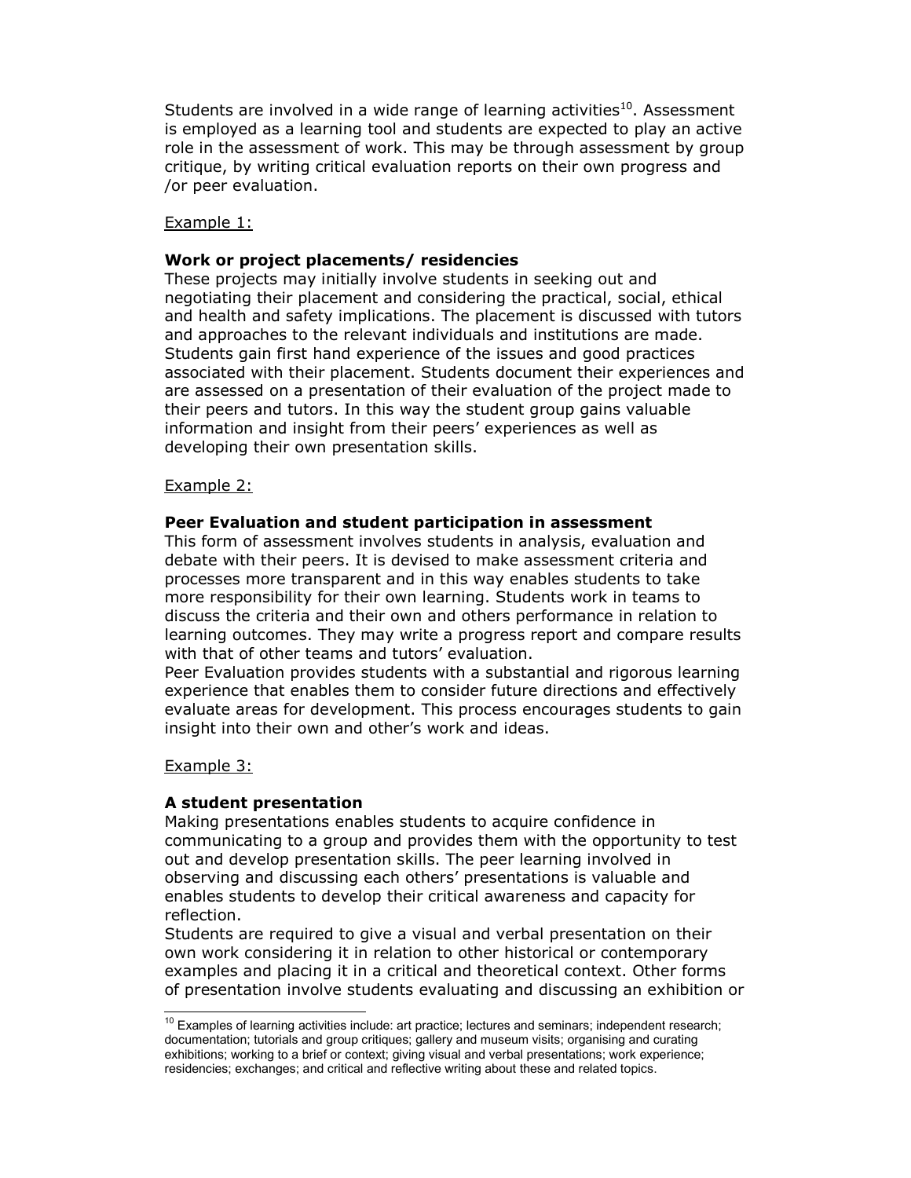Students are involved in a wide range of learning activities[10]. Assessment is employed as a learning tool and students are expected to play an active role in the assessment of work. This may be through assessment by group critique, by writing critical evaluation reports on their own progress and /or peer evaluation.

<u>Example 1:</u>

**Work or project placements/ residencies**

These projects may initially involve students in seeking out and negotiating their placement and considering the practical, social, ethical and health and safety implications. The placement is discussed with tutors and approaches to the relevant individuals and institutions are made. Students gain first hand experience of the issues and good practices associated with their placement. Students document their experiences and are assessed on a presentation of their evaluation of the project made to their peers and tutors. In this way the student group gains valuable information and insight from their peers' experiences as well as developing their own presentation skills.

<u>Example 2:</u>

**Peer Evaluation and student participation in assessment**

This form of assessment involves students in analysis, evaluation and debate with their peers. It is devised to make assessment criteria and processes more transparent and in this way enables students to take more responsibility for their own learning. Students work in teams to discuss the criteria and their own and others performance in relation to learning outcomes. They may write a progress report and compare results with that of other teams and tutors' evaluation.

Peer Evaluation provides students with a substantial and rigorous learning experience that enables them to consider future directions and effectively evaluate areas for development. This process encourages students to gain insight into their own and other's work and ideas.

<u>Example 3:</u>

**A student presentation**

Making presentations enables students to acquire confidence in communicating to a group and provides them with the opportunity to test out and develop presentation skills. The peer learning involved in observing and discussing each others' presentations is valuable and enables students to develop their critical awareness and capacity for reflection.

Students are required to give a visual and verbal presentation on their own work considering it in relation to other historical or contemporary examples and placing it in a critical and theoretical context. Other forms of presentation involve students evaluating and discussing an exhibition or

---

[10] Examples of learning activities include: art practice; lectures and seminars; independent research; documentation; tutorials and group critiques; gallery and museum visits; organising and curating exhibitions; working to a brief or context; giving visual and verbal presentations; work experience; residencies; exchanges; and critical and reflective writing about these and related topics.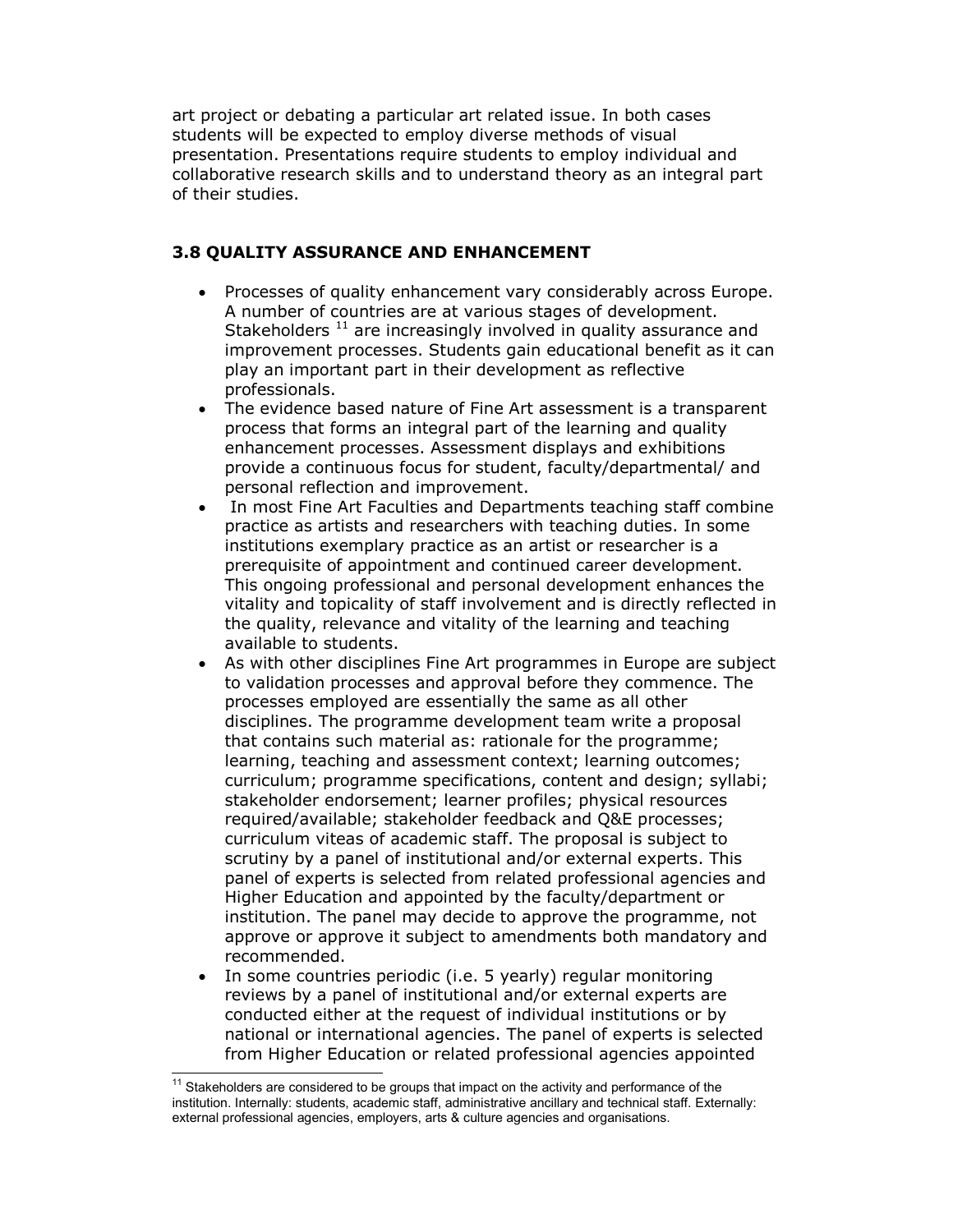art project or debating a particular art related issue. In both cases students will be expected to employ diverse methods of visual presentation. Presentations require students to employ individual and collaborative research skills and to understand theory as an integral part of their studies.

### 3.8 QUALITY ASSURANCE AND ENHANCEMENT

- Processes of quality enhancement vary considerably across Europe. A number of countries are at various stages of development. Stakeholders [11] are increasingly involved in quality assurance and improvement processes. Students gain educational benefit as it can play an important part in their development as reflective professionals.
- The evidence based nature of Fine Art assessment is a transparent process that forms an integral part of the learning and quality enhancement processes. Assessment displays and exhibitions provide a continuous focus for student, faculty/departmental/ and personal reflection and improvement.
- In most Fine Art Faculties and Departments teaching staff combine practice as artists and researchers with teaching duties. In some institutions exemplary practice as an artist or researcher is a prerequisite of appointment and continued career development. This ongoing professional and personal development enhances the vitality and topicality of staff involvement and is directly reflected in the quality, relevance and vitality of the learning and teaching available to students.
- As with other disciplines Fine Art programmes in Europe are subject to validation processes and approval before they commence. The processes employed are essentially the same as all other disciplines. The programme development team write a proposal that contains such material as: rationale for the programme; learning, teaching and assessment context; learning outcomes; curriculum; programme specifications, content and design; syllabi; stakeholder endorsement; learner profiles; physical resources required/available; stakeholder feedback and Q&E processes; curriculum viteas of academic staff. The proposal is subject to scrutiny by a panel of institutional and/or external experts. This panel of experts is selected from related professional agencies and Higher Education and appointed by the faculty/department or institution. The panel may decide to approve the programme, not approve or approve it subject to amendments both mandatory and recommended.
- In some countries periodic (i.e. 5 yearly) regular monitoring reviews by a panel of institutional and/or external experts are conducted either at the request of individual institutions or by national or international agencies. The panel of experts is selected from Higher Education or related professional agencies appointed

[11] Stakeholders are considered to be groups that impact on the activity and performance of the institution. Internally: students, academic staff, administrative ancillary and technical staff. Externally: external professional agencies, employers, arts & culture agencies and organisations.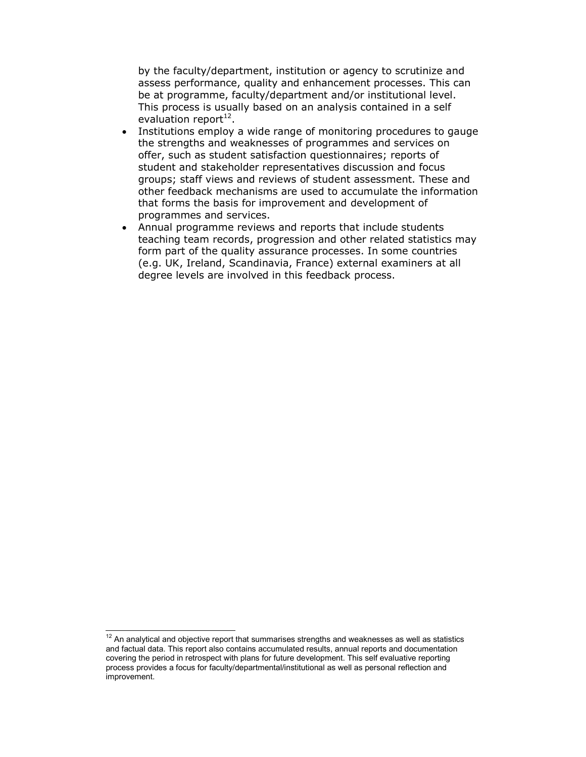by the faculty/department, institution or agency to scrutinize and assess performance, quality and enhancement processes. This can be at programme, faculty/department and/or institutional level. This process is usually based on an analysis contained in a self evaluation report[12].

- Institutions employ a wide range of monitoring procedures to gauge the strengths and weaknesses of programmes and services on offer, such as student satisfaction questionnaires; reports of student and stakeholder representatives discussion and focus groups; staff views and reviews of student assessment. These and other feedback mechanisms are used to accumulate the information that forms the basis for improvement and development of programmes and services.
- Annual programme reviews and reports that include students teaching team records, progression and other related statistics may form part of the quality assurance processes. In some countries (e.g. UK, Ireland, Scandinavia, France) external examiners at all degree levels are involved in this feedback process.

---

[12] An analytical and objective report that summarises strengths and weaknesses as well as statistics and factual data. This report also contains accumulated results, annual reports and documentation covering the period in retrospect with plans for future development. This self evaluative reporting process provides a focus for faculty/departmental/institutional as well as personal reflection and improvement.